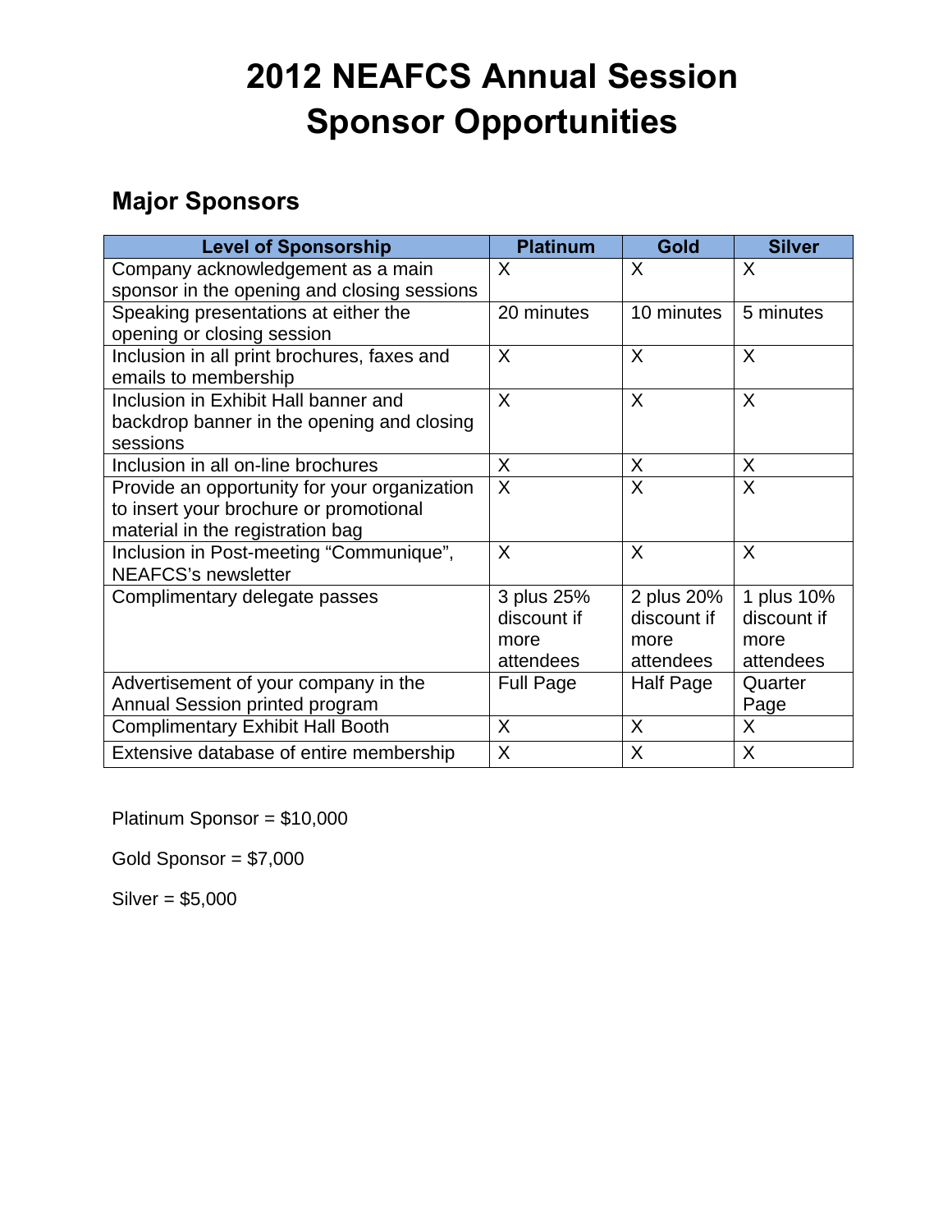# 2012 NEAFCS Annual Session Sponsor Opportunities

## Major Sponsors

| Level of Sponsorship | Platinum | Gold | Silver |
|---|---|---|---|
| Company acknowledgement as a main sponsor in the opening and closing sessions | X | X | X |
| Speaking presentations at either the opening or closing session | 20 minutes | 10 minutes | 5 minutes |
| Inclusion in all print brochures, faxes and emails to membership | X | X | X |
| Inclusion in Exhibit Hall banner and backdrop banner in the opening and closing sessions | X | X | X |
| Inclusion in all on-line brochures | X | X | X |
| Provide an opportunity for your organization to insert your brochure or promotional material in the registration bag | X | X | X |
| Inclusion in Post-meeting "Communique", NEAFCS's newsletter | X | X | X |
| Complimentary delegate passes | 3 plus 25% discount if more attendees | 2 plus 20% discount if more attendees | 1 plus 10% discount if more attendees |
| Advertisement of your company in the Annual Session printed program | Full Page | Half Page | Quarter Page |
| Complimentary Exhibit Hall Booth | X | X | X |
| Extensive database of entire membership | X | X | X |

Platinum Sponsor = $10,000

Gold Sponsor = $7,000

Silver = $5,000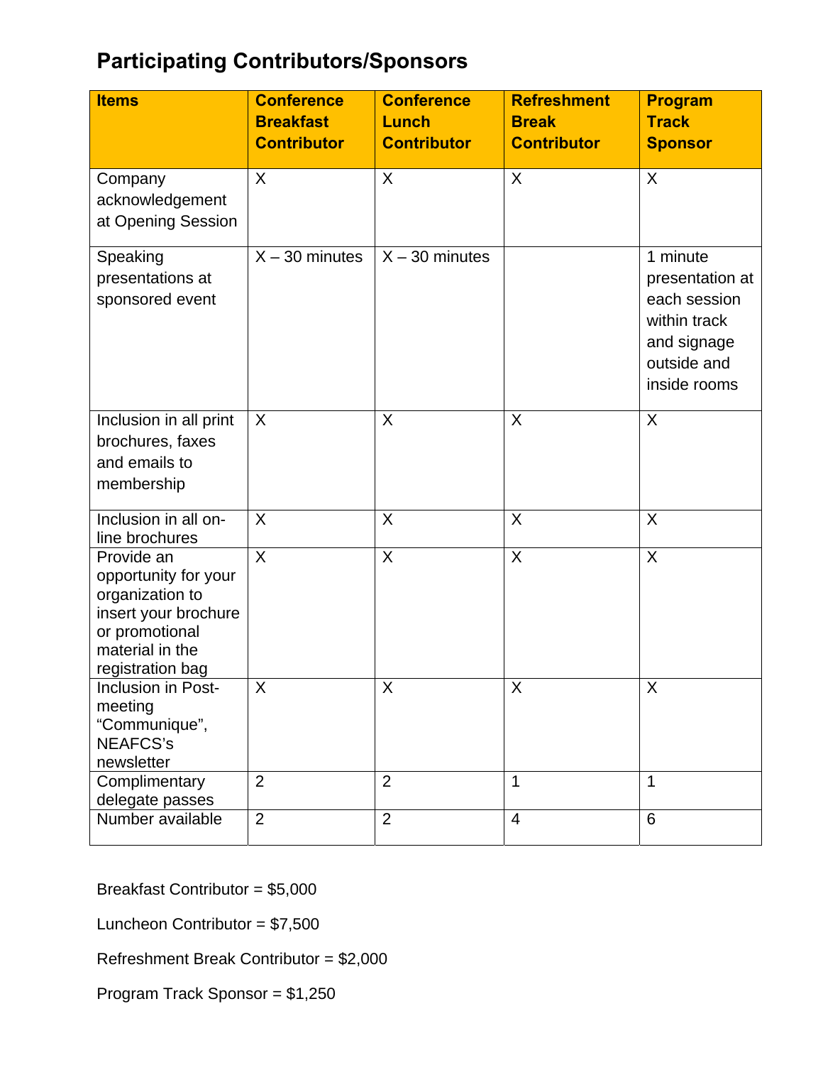## Participating Contributors/Sponsors

| Items | Conference Breakfast Contributor | Conference Lunch Contributor | Refreshment Break Contributor | Program Track Sponsor |
|---|---|---|---|---|
| Company acknowledgement at Opening Session | X | X | X | X |
| Speaking presentations at sponsored event | X – 30 minutes | X – 30 minutes | | 1 minute presentation at each session within track and signage outside and inside rooms |
| Inclusion in all print brochures, faxes and emails to membership | X | X | X | X |
| Inclusion in all on-line brochures | X | X | X | X |
| Provide an opportunity for your organization to insert your brochure or promotional material in the registration bag | X | X | X | X |
| Inclusion in Post-meeting "Communique", NEAFCS's newsletter | X | X | X | X |
| Complimentary delegate passes | 2 | 2 | 1 | 1 |
| Number available | 2 | 2 | 4 | 6 |

Breakfast Contributor = $5,000

Luncheon Contributor = $7,500

Refreshment Break Contributor = $2,000

Program Track Sponsor = $1,250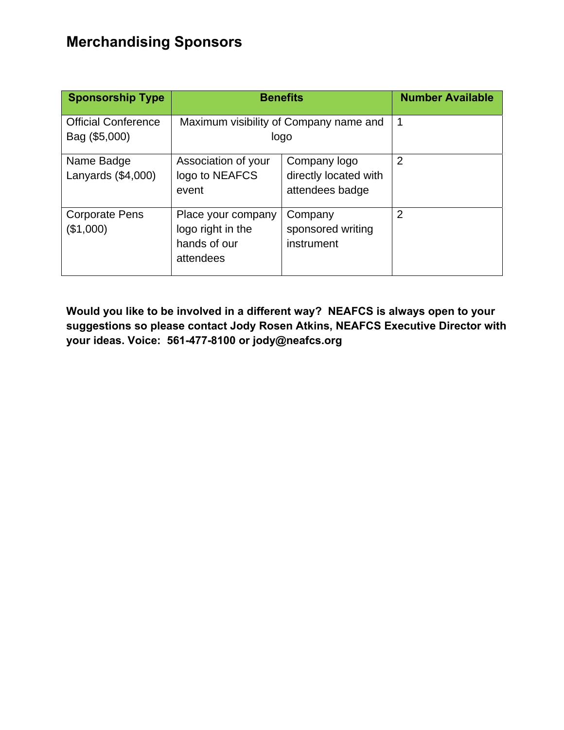## Merchandising Sponsors

| Sponsorship Type | Benefits | | Number Available |
|---|---|---|---|
| Official Conference Bag ($5,000) | Maximum visibility of Company name and logo | | 1 |
| Name Badge Lanyards ($4,000) | Association of your logo to NEAFCS event | Company logo directly located with attendees badge | 2 |
| Corporate Pens ($1,000) | Place your company logo right in the hands of our attendees | Company sponsored writing instrument | 2 |

**Would you like to be involved in a different way? NEAFCS is always open to your suggestions so please contact Jody Rosen Atkins, NEAFCS Executive Director with your ideas. Voice: 561-477-8100 or jody@neafcs.org**